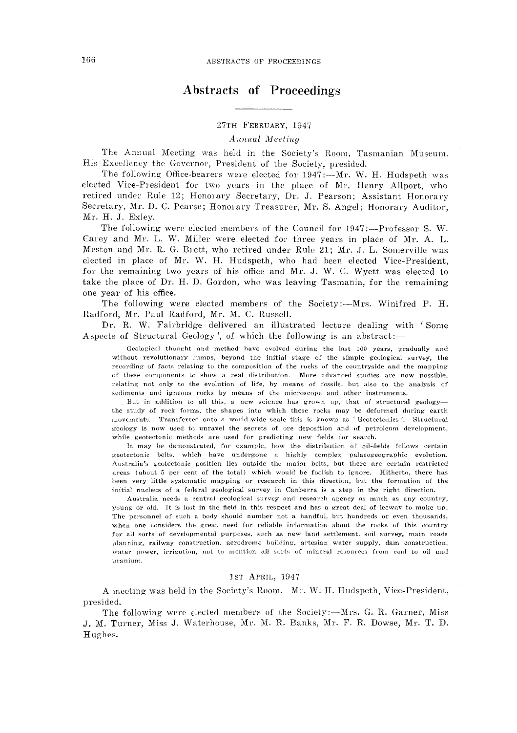# Abstracts of Proceedings

## 27th February, 1947

*Annual Meeting*

The Annual Meeting was held in the Society's Room, Tasmanian Museum. His Excellency the Governor, President of the Society, presided.

The following Office-bearers were elected for 1947:—Mr. W. H. Hudspeth was elected Vice-President for two years in the place of Mr. Henry Allport, who retired under Rule 12; Honorary Secretary, Dr. J. Pearson; Assistant Honorary Secretary, Mr. D. C. Pearse; Honorary Treasurer, Mr. S. Angel; Honorary Auditor, Mr. H. J. Exley.

The following were elected members of the Council for 1947:—Professor S. W. Carey and Mr. L. W. Miller were elected for three years in place of Mr. A. L. Meston and Mr. R. G. Brett, who retired under Rule 21; Mr. J. L. Somerville was elected in place of Mr. W. H. Hudspeth, who had been elected Vice-President, for the remaining two years of his office and Mr. J. W. C. Wyett was elected to take the place of Dr. H. D. Gordon, who was leaving Tasmania, for the remaining one year of his office.

The following were elected members of the Society:—Mrs. Winifred P. H. Radford, Mr. Paul Radford, Mr. M. C. Russell.

Dr. R. W. Fairbridge delivered an illustrated lecture dealing with 'Some Aspects of Structural Geology', of which the following is an abstract:—

> Geological thought and method have evolved during the last 100 years, gradually and without revolutionary jumps, beyond the initial stage of the simple geological survey, the recording of facts relating to the composition of the rocks of the countryside and the mapping of these components to show a real distribution. More advanced studies are now possible, relating not only to the evolution of life, by means of fossils, but also to the analysis of sediments and igneous rocks by means of the microscope and other instruments.
>
> But in addition to all this, a new science has grown up, that of structural geology—the study of rock forms, the shapes into which these rocks may be deformed during earth movements. Transferred onto a world-wide scale this is known as 'Geotectonics'. Structural geology is now used to unravel the secrets of ore deposition and of petroleum development, while geotectonic methods are used for predicting new fields for search.
>
> It may be demonstrated, for example, how the distribution of oil-fields follows certain geotectonic belts, which have undergone a highly complex palaeogeographic evolution. Australia's geotectonic position lies outside the major belts, but there are certain restricted areas (about 5 per cent of the total) which would be foolish to ignore. Hitherto, there has been very little systematic mapping or research in this direction, but the formation of the initial nucleus of a federal geological survey in Canberra is a step in the right direction.
>
> Australia needs a central geological survey and research agency as much as any country, young or old. It is last in the field in this respect and has a great deal of leeway to make up. The personnel of such a body should number not a handful, but hundreds or even thousands, when one considers the great need for reliable information about the rocks of this country for all sorts of developmental purposes, such as new land settlement, soil survey, main roads planning, railway construction, aerodrome building, artesian water supply, dam construction, water power, irrigation, not to mention all sorts of mineral resources from coal to oil and uranium.

## 1st April, 1947

A meeting was held in the Society's Room. Mr. W. H. Hudspeth, Vice-President, presided.

The following were elected members of the Society:—Mrs. G. R. Garner, Miss J. M. Turner, Miss J. Waterhouse, Mr. M. R. Banks, Mr. F. R. Dowse, Mr. T. D. Hughes.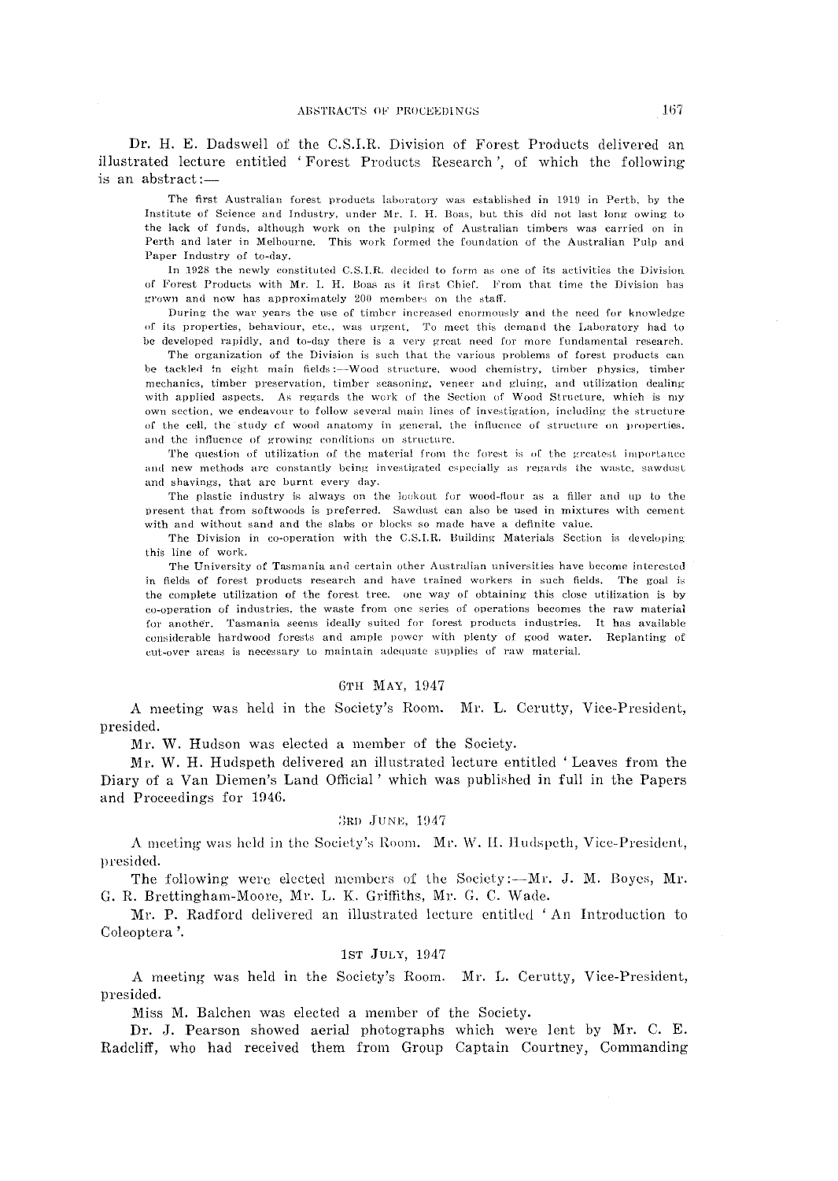Dr. H. E. Dadswell of the C.S.I.R. Division of Forest Products delivered an illustrated lecture entitled 'Forest Products Research', of which the following is an abstract:—

> The first Australian forest products laboratory was established in 1919 in Perth, by the Institute of Science and Industry, under Mr. I. H. Boas, but this did not last long owing to the lack of funds, although work on the pulping of Australian timbers was carried on in Perth and later in Melbourne. This work formed the foundation of the Australian Pulp and Paper Industry of to-day.
>
> In 1928 the newly constituted C.S.I.R. decided to form as one of its activities the Division of Forest Products with Mr. I. H. Boas as it first Chief. From that time the Division has grown and now has approximately 200 members on the staff.
>
> During the war years the use of timber increased enormously and the need for knowledge of its properties, behaviour, etc., was urgent. To meet this demand the Laboratory had to be developed rapidly, and to-day there is a very great need for more fundamental research.
>
> The organization of the Division is such that the various problems of forest products can be tackled in eight main fields:—Wood structure, wood chemistry, timber physics, timber mechanics, timber preservation, timber seasoning, veneer and gluing, and utilization dealing with applied aspects. As regards the work of the Section of Wood Structure, which is my own section, we endeavour to follow several main lines of investigation, including the structure of the cell, the study of wood anatomy in general, the influence of structure on properties, and the influence of growing conditions on structure.
>
> The question of utilization of the material from the forest is of the greatest importance and new methods are constantly being investigated especially as regards the waste, sawdust and shavings, that are burnt every day.
>
> The plastic industry is always on the lookout for wood-flour as a filler and up to the present that from softwoods is preferred. Sawdust can also be used in mixtures with cement with and without sand and the slabs or blocks so made have a definite value.
>
> The Division in co-operation with the C.S.I.R. Building Materials Section is developing this line of work.
>
> The University of Tasmania and certain other Australian universities have become interested in fields of forest products research and have trained workers in such fields. The goal is the complete utilization of the forest tree. one way of obtaining this close utilization is by co-operation of industries, the waste from one series of operations becomes the raw material for another. Tasmania seems ideally suited for forest products industries. It has available considerable hardwood forests and ample power with plenty of good water. Replanting of cut-over areas is necessary to maintain adequate supplies of raw material.

## 6TH MAY, 1947

A meeting was held in the Society's Room. Mr. L. Cerutty, Vice-President, presided.

Mr. W. Hudson was elected a member of the Society.

Mr. W. H. Hudspeth delivered an illustrated lecture entitled 'Leaves from the Diary of a Van Diemen's Land Official' which was published in full in the Papers and Proceedings for 1946.

## 3RD JUNE, 1947

A meeting was held in the Society's Room. Mr. W. H. Hudspeth, Vice-President, presided.

The following were elected members of the Society:—Mr. J. M. Boyes, Mr. G. R. Brettingham-Moore, Mr. L. K. Griffiths, Mr. G. C. Wade.

Mr. P. Radford delivered an illustrated lecture entitled 'An Introduction to Coleoptera'.

## 1ST JULY, 1947

A meeting was held in the Society's Room. Mr. L. Cerutty, Vice-President, presided.

Miss M. Balchen was elected a member of the Society.

Dr. J. Pearson showed aerial photographs which were lent by Mr. C. E. Radcliff, who had received them from Group Captain Courtney, Commanding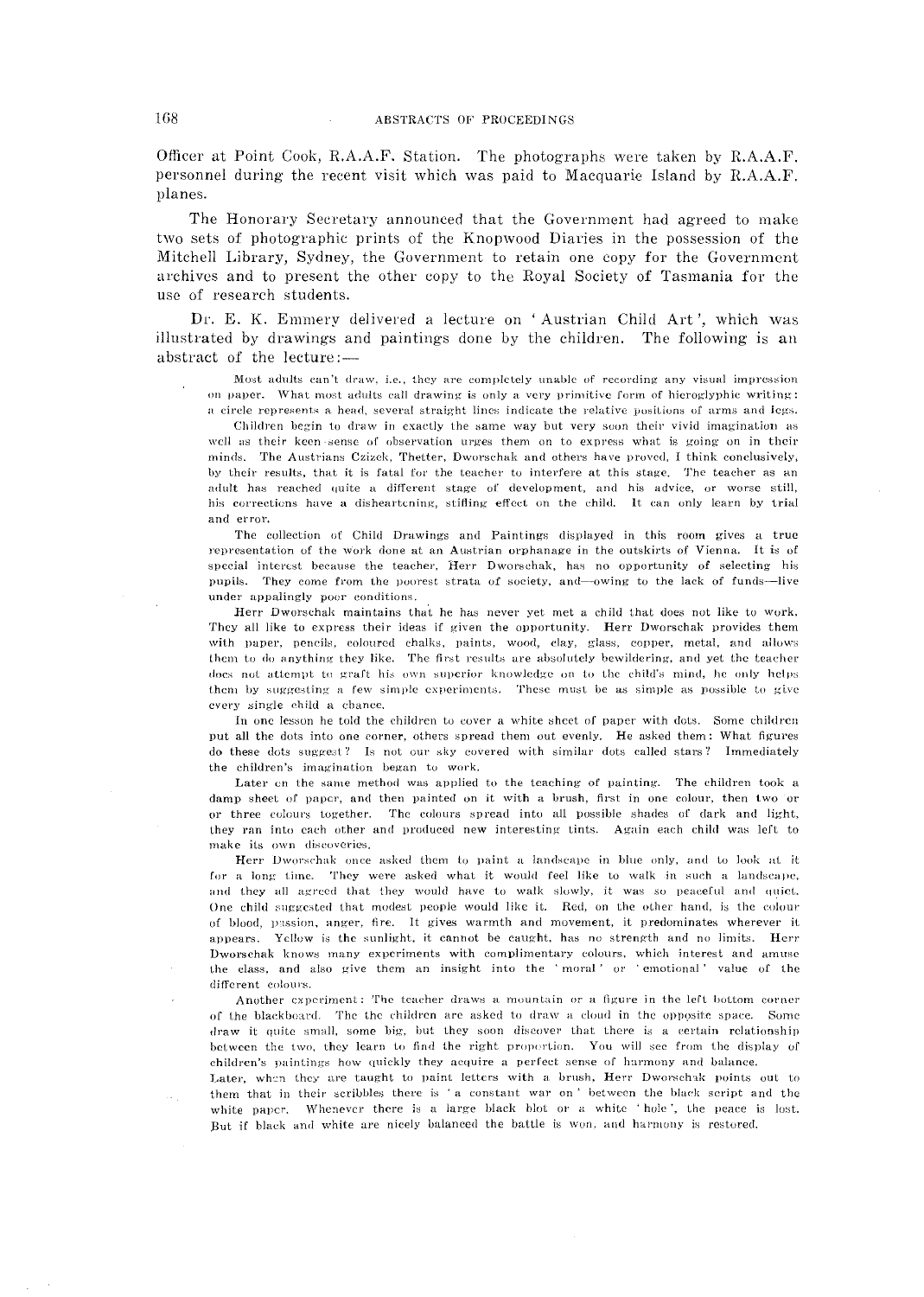Officer at Point Cook, R.A.A.F. Station. The photographs were taken by R.A.A.F. personnel during the recent visit which was paid to Macquarie Island by R.A.A.F. planes.

The Honorary Secretary announced that the Government had agreed to make two sets of photographic prints of the Knopwood Diaries in the possession of the Mitchell Library, Sydney, the Government to retain one copy for the Government archives and to present the other copy to the Royal Society of Tasmania for the use of research students.

Dr. E. K. Emmery delivered a lecture on 'Austrian Child Art', which was illustrated by drawings and paintings done by the children. The following is an abstract of the lecture:—

Most adults can't draw, i.e., they are completely unable of recording any visual impression on paper. What most adults call drawing is only a very primitive form of hieroglyphic writing: a circle represents a head, several straight lines indicate the relative positions of arms and legs.

Children begin to draw in exactly the same way but very soon their vivid imagination as well as their keen sense of observation urges them on to express what is going on in their minds. The Austrians Czizek, Thetter, Dworschak and others have proved, I think conclusively, by their results, that it is fatal for the teacher to interfere at this stage. The teacher as an adult has reached quite a different stage of development, and his advice, or worse still, his corrections have a disheartening, stifling effect on the child. It can only learn by trial and error.

The collection of Child Drawings and Paintings displayed in this room gives a true representation of the work done at an Austrian orphanage in the outskirts of Vienna. It is of special interest because the teacher, Herr Dworschak, has no opportunity of selecting his pupils. They come from the poorest strata of society, and—owing to the lack of funds—live under appalingly poor conditions.

Herr Dworschak maintains that he has never yet met a child that does not like to work. They all like to express their ideas if given the opportunity. Herr Dworschak provides them with paper, pencils, coloured chalks, paints, wood, clay, glass, copper, metal, and allows them to do anything they like. The first results are absolutely bewildering, and yet the teacher does not attempt to graft his own superior knowledge on to the child's mind, he only helps them by suggesting a few simple experiments. These must be as simple as possible to give every single child a chance.

In one lesson he told the children to cover a white sheet of paper with dots. Some children put all the dots into one corner, others spread them out evenly. He asked them: What figures do these dots suggest? Is not our sky covered with similar dots called stars? Immediately the children's imagination began to work.

Later on the same method was applied to the teaching of painting. The children took a damp sheet of paper, and then painted on it with a brush, first in one colour, then two or or three colours together. The colours spread into all possible shades of dark and light, they ran into each other and produced new interesting tints. Again each child was left to make its own discoveries.

Herr Dworschak once asked them to paint a landscape in blue only, and to look at it for a long time. They were asked what it would feel like to walk in such a landscape, and they all agreed that they would have to walk slowly, it was so peaceful and quiet. One child suggested that modest people would like it. Red, on the other hand, is the colour of blood, passion, anger, fire. It gives warmth and movement, it predominates wherever it appears. Yellow is the sunlight, it cannot be caught, has no strength and no limits. Herr Dworschak knows many experiments with complimentary colours, which interest and amuse the class, and also give them an insight into the 'moral' or 'emotional' value of the different colours.

Another experiment: The teacher draws a mountain or a figure in the left bottom corner of the blackboard. The the children are asked to draw a cloud in the opposite space. Some draw it quite small, some big, but they soon discover that there is a certain relationship between the two, they learn to find the right proportion. You will see from the display of children's paintings how quickly they acquire a perfect sense of harmony and balance.

Later, when they are taught to paint letters with a brush, Herr Dworschak points out to them that in their scribbles there is 'a constant war on' between the black script and the white paper. Whenever there is a large black blot or a white 'hole', the peace is lost. But if black and white are nicely balanced the battle is won, and harmony is restored.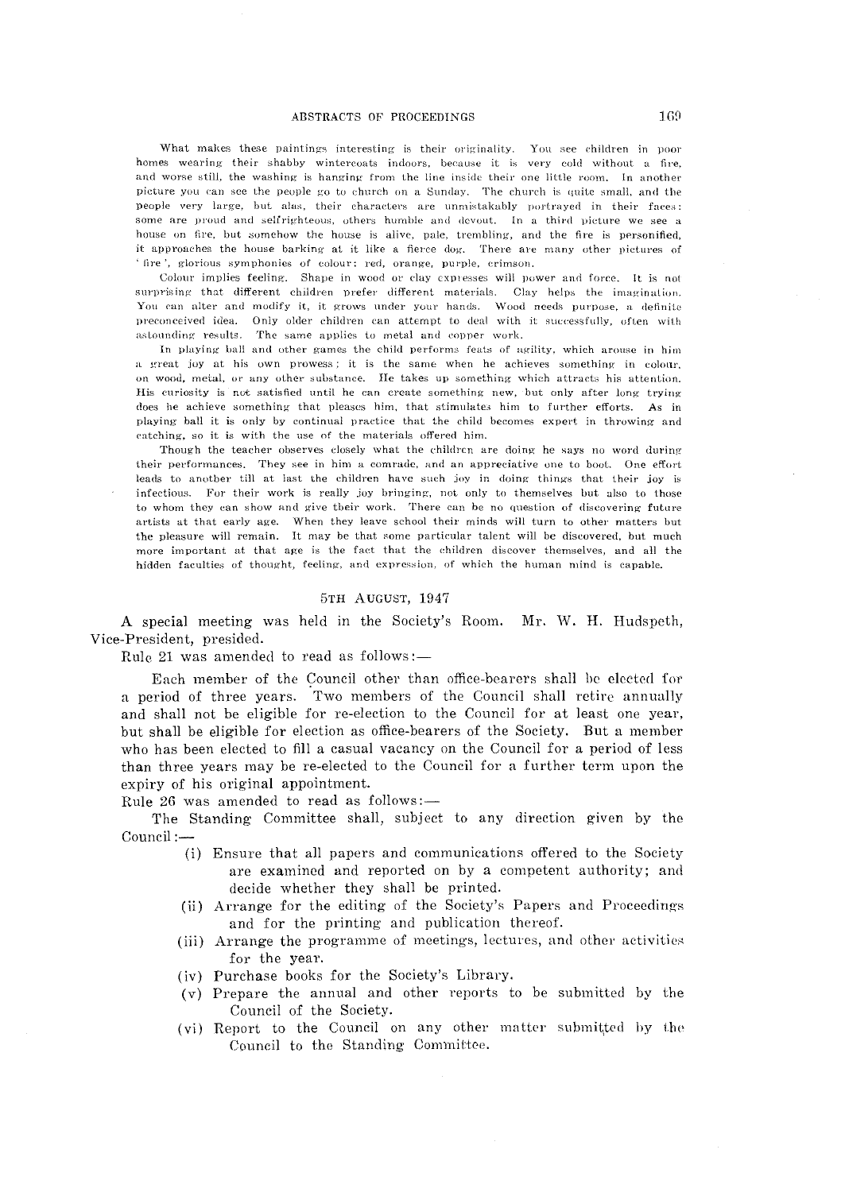What makes these paintings interesting is their originality. You see children in poor homes wearing their shabby wintercoats indoors, because it is very cold without a fire, and worse still, the washing is hanging from the line inside their one little room. In another picture you can see the people go to church on a Sunday. The church is quite small, and the people very large, but alas, their characters are unmistakably portrayed in their faces: some are proud and selfrighteous, others humble and devout. In a third picture we see a house on fire, but somehow the house is alive, pale, trembling, and the fire is personified, it approaches the house barking at it like a fierce dog. There are many other pictures of 'fire', glorious symphonies of colour: red, orange, purple, crimson.

Colour implies feeling. Shape in wood or clay expresses will power and force. It is not surprising that different children prefer different materials. Clay helps the imagination. You can alter and modify it, it grows under your hands. Wood needs purpose, a definite preconceived idea. Only older children can attempt to deal with it successfully, often with astounding results. The same applies to metal and copper work.

In playing ball and other games the child performs feats of agility, which arouse in him a great joy at his own prowess; it is the same when he achieves something in colour, on wood, metal, or any other substance. He takes up something which attracts his attention. His curiosity is not satisfied until he can create something new, but only after long trying does he achieve something that pleases him, that stimulates him to further efforts. As in playing ball it is only by continual practice that the child becomes expert in throwing and catching, so it is with the use of the materials offered him.

Though the teacher observes closely what the children are doing he says no word during their performances. They see in him a comrade, and an appreciative one to boot. One effort leads to another till at last the children have such joy in doing things that their joy is infectious. For their work is really joy bringing, not only to themselves but also to those to whom they can show and give their work. There can be no question of discovering future artists at that early age. When they leave school their minds will turn to other matters but the pleasure will remain. It may be that some particular talent will be discovered, but much more important at that age is the fact that the children discover themselves, and all the hidden faculties of thought, feeling, and expression, of which the human mind is capable.

## 5th August, 1947

A special meeting was held in the Society's Room. Mr. W. H. Hudspeth, Vice-President, presided.

Rule 21 was amended to read as follows:—

Each member of the Council other than office-bearers shall be elected for a period of three years. Two members of the Council shall retire annually and shall not be eligible for re-election to the Council for at least one year, but shall be eligible for election as office-bearers of the Society. But a member who has been elected to fill a casual vacancy on the Council for a period of less than three years may be re-elected to the Council for a further term upon the expiry of his original appointment.

Rule 26 was amended to read as follows:—

The Standing Committee shall, subject to any direction given by the Council:—

(i) Ensure that all papers and communications offered to the Society are examined and reported on by a competent authority; and decide whether they shall be printed.

(ii) Arrange for the editing of the Society's Papers and Proceedings and for the printing and publication thereof.

(iii) Arrange the programme of meetings, lectures, and other activities for the year.

(iv) Purchase books for the Society's Library.

(v) Prepare the annual and other reports to be submitted by the Council of the Society.

(vi) Report to the Council on any other matter submitted by the Council to the Standing Committee.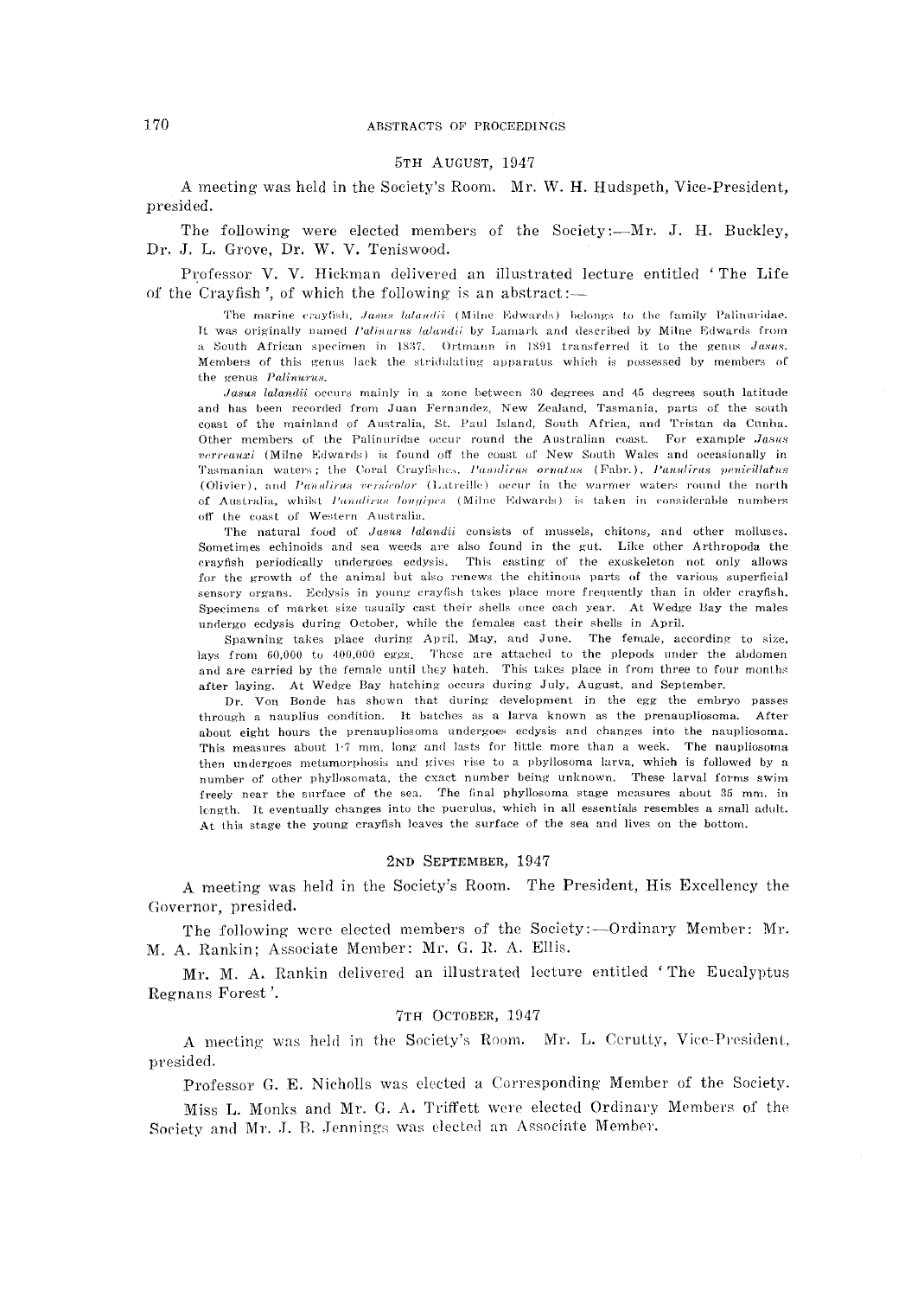### 5th August, 1947

A meeting was held in the Society's Room. Mr. W. H. Hudspeth, Vice-President, presided.

The following were elected members of the Society:—Mr. J. H. Buckley, Dr. J. L. Grove, Dr. W. V. Teniswood.

Professor V. V. Hickman delivered an illustrated lecture entitled 'The Life of the Crayfish', of which the following is an abstract:—

The marine crayfish, *Jasus lalandii* (Milne Edwards) belongs to the family Palinuridae. It was originally named *Palinurus lalandii* by Lamarck and described by Milne Edwards from a South African specimen in 1837. Ortmann in 1891 transferred it to the genus *Jasus*. Members of this genus lack the stridulating apparatus which is possessed by members of the genus *Palinurus*.

*Jasus lalandii* occurs mainly in a zone between 30 degrees and 45 degrees south latitude and has been recorded from Juan Fernandez, New Zealand, Tasmania, parts of the south coast of the mainland of Australia, St. Paul Island, South Africa, and Tristan da Cunha. Other members of the Palinuridae occur round the Australian coast. For example *Jasus verreauxi* (Milne Edwards) is found off the coast of New South Wales and occasionally in Tasmanian waters; the Coral Crayfishes, *Panulirus ornatus* (Fabr.), *Panulirus penicillatus* (Olivier), and *Panulirus versicolor* (Latreille) occur in the warmer waters round the north of Australia, whilst *Panulirus longipes* (Milne Edwards) is taken in considerable numbers off the coast of Western Australia.

The natural food of *Jasus lalandii* consists of mussels, chitons, and other molluscs. Sometimes echinoids and sea weeds are also found in the gut. Like other Arthropoda the crayfish periodically undergoes ecdysis. This casting of the exoskeleton not only allows for the growth of the animal but also renews the chitinous parts of the various superficial sensory organs. Ecdysis in young crayfish takes place more frequently than in older crayfish. Specimens of market size usually cast their shells once each year. At Wedge Bay the males undergo ecdysis during October, while the females cast their shells in April.

Spawning takes place during April, May, and June. The female, according to size, lays from 60,000 to 400,000 eggs. These are attached to the plepods under the abdomen and are carried by the female until they hatch. This takes place in from three to four months after laying. At Wedge Bay hatching occurs during July, August, and September.

Dr. Von Bonde has shown that during development in the egg the embryo passes through a nauplius condition. It hatches as a larva known as the prenaupliosoma. After about eight hours the prenaupliosoma undergoes ecdysis and changes into the naupliosoma. This measures about 1·7 mm. long and lasts for little more than a week. The naupliosoma then undergoes metamorphosis and gives rise to a phyllosoma larva, which is followed by a number of other phyllosomata, the exact number being unknown. These larval forms swim freely near the surface of the sea. The final phyllosoma stage measures about 35 mm. in length. It eventually changes into the puerulus, which in all essentials resembles a small adult. At this stage the young crayfish leaves the surface of the sea and lives on the bottom.

### 2nd September, 1947

A meeting was held in the Society's Room. The President, His Excellency the Governor, presided.

The following were elected members of the Society:—Ordinary Member: Mr. M. A. Rankin; Associate Member: Mr. G. R. A. Ellis.

Mr. M. A. Rankin delivered an illustrated lecture entitled 'The Eucalyptus Regnans Forest'.

### 7th October, 1947

A meeting was held in the Society's Room. Mr. L. Cerutty, Vice-President, presided.

Professor G. E. Nicholls was elected a Corresponding Member of the Society.

Miss L. Monks and Mr. G. A. Triffett were elected Ordinary Members of the Society and Mr. J. B. Jennings was elected an Associate Member.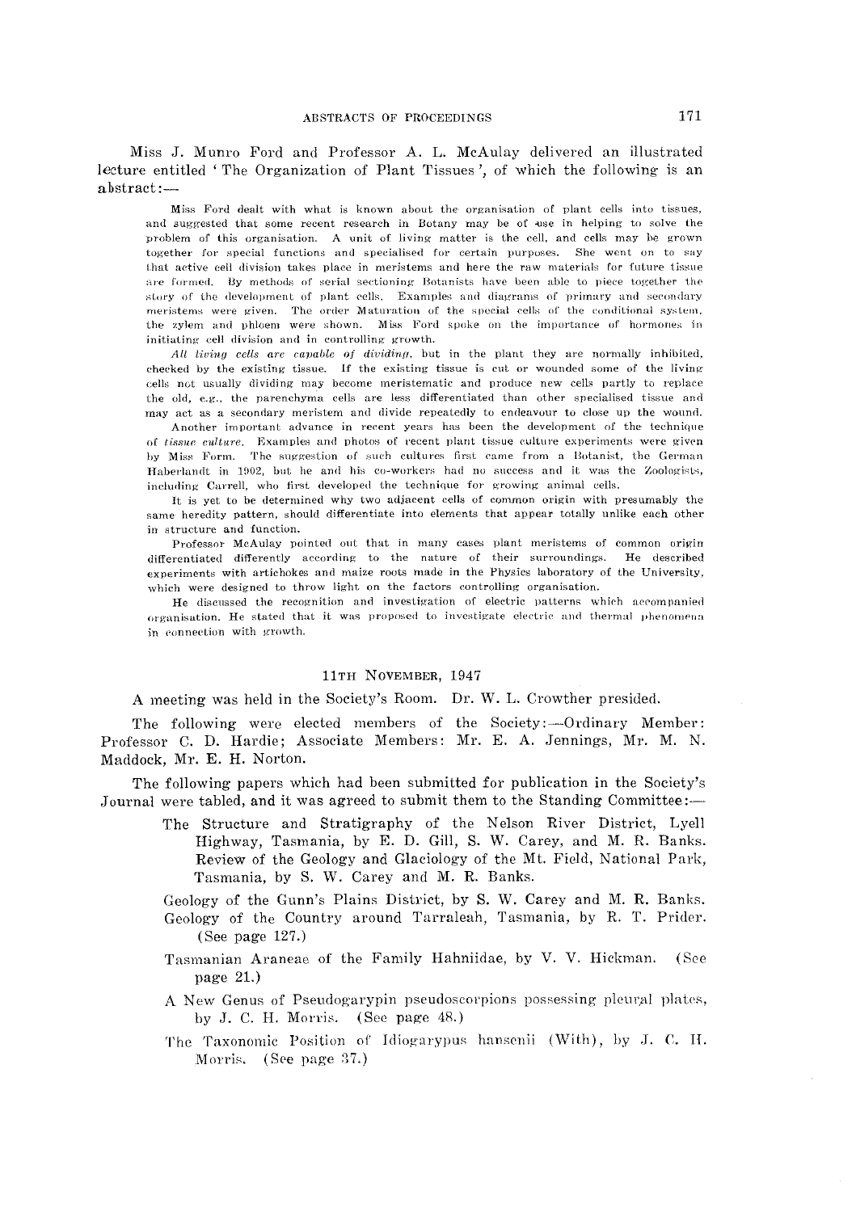Miss J. Munro Ford and Professor A. L. McAulay delivered an illustrated lecture entitled 'The Organization of Plant Tissues', of which the following is an abstract:—

Miss Ford dealt with what is known about the organisation of plant cells into tissues, and suggested that some recent research in Botany may be of use in helping to solve the problem of this organisation. A unit of living matter is the cell, and cells may be grown together for special functions and specialised for certain purposes. She went on to say that active cell division takes place in meristems and here the raw materials for future tissue are formed. By methods of serial sectioning Botanists have been able to piece together the story of the development of plant cells. Examples and diagrams of primary and secondary meristems were given. The order Maturation of the special cells of the conditional system, the zylem and phloem were shown. Miss Ford spoke on the importance of hormones in initiating cell division and in controlling growth.

*All living cells are capable of dividing*, but in the plant they are normally inhibited, checked by the existing tissue. If the existing tissue is cut or wounded some of the living cells not usually dividing may become meristematic and produce new cells partly to replace the old, e.g., the parenchyma cells are less differentiated than other specialised tissue and may act as a secondary meristem and divide repeatedly to endeavour to close up the wound.

Another important advance in recent years has been the development of the technique of *tissue culture*. Examples and photos of recent plant tissue culture experiments were given by Miss Form. The suggestion of such cultures first came from a Botanist, the German Haberlandt in 1902, but he and his co-workers had no success and it was the Zoologists, including Carrell, who first developed the technique for growing animal cells.

It is yet to be determined why two adjacent cells of common origin with presumably the same heredity pattern, should differentiate into elements that appear totally unlike each other in structure and function.

Professor McAulay pointed out that in many cases plant meristems of common origin differentiated differently according to the nature of their surroundings. He described experiments with artichokes and maize roots made in the Physics laboratory of the University, which were designed to throw light on the factors controlling organisation.

He discussed the recognition and investigation of electric patterns which accompanied organisation. He stated that it was proposed to investigate electric and thermal phenomena in connection with growth.

## 11th November, 1947

A meeting was held in the Society's Room. Dr. W. L. Crowther presided.

The following were elected members of the Society:—Ordinary Member: Professor C. D. Hardie; Associate Members: Mr. E. A. Jennings, Mr. M. N. Maddock, Mr. E. H. Norton.

The following papers which had been submitted for publication in the Society's Journal were tabled, and it was agreed to submit them to the Standing Committee:—

The Structure and Stratigraphy of the Nelson River District, Lyell Highway, Tasmania, by E. D. Gill, S. W. Carey, and M. R. Banks.

Review of the Geology and Glaciology of the Mt. Field, National Park, Tasmania, by S. W. Carey and M. R. Banks.

Geology of the Gunn's Plains District, by S. W. Carey and M. R. Banks.

Geology of the Country around Tarraleah, Tasmania, by R. T. Prider. (See page 127.)

Tasmanian Araneae of the Family Hahniidae, by V. V. Hickman. (See page 21.)

A New Genus of Pseudogarypin pseudoscorpions possessing pleural plates, by J. C. H. Morris. (See page 48.)

The Taxonomic Position of Idiogarypus hansenii (With), by J. C. H. Morris. (See page 37.)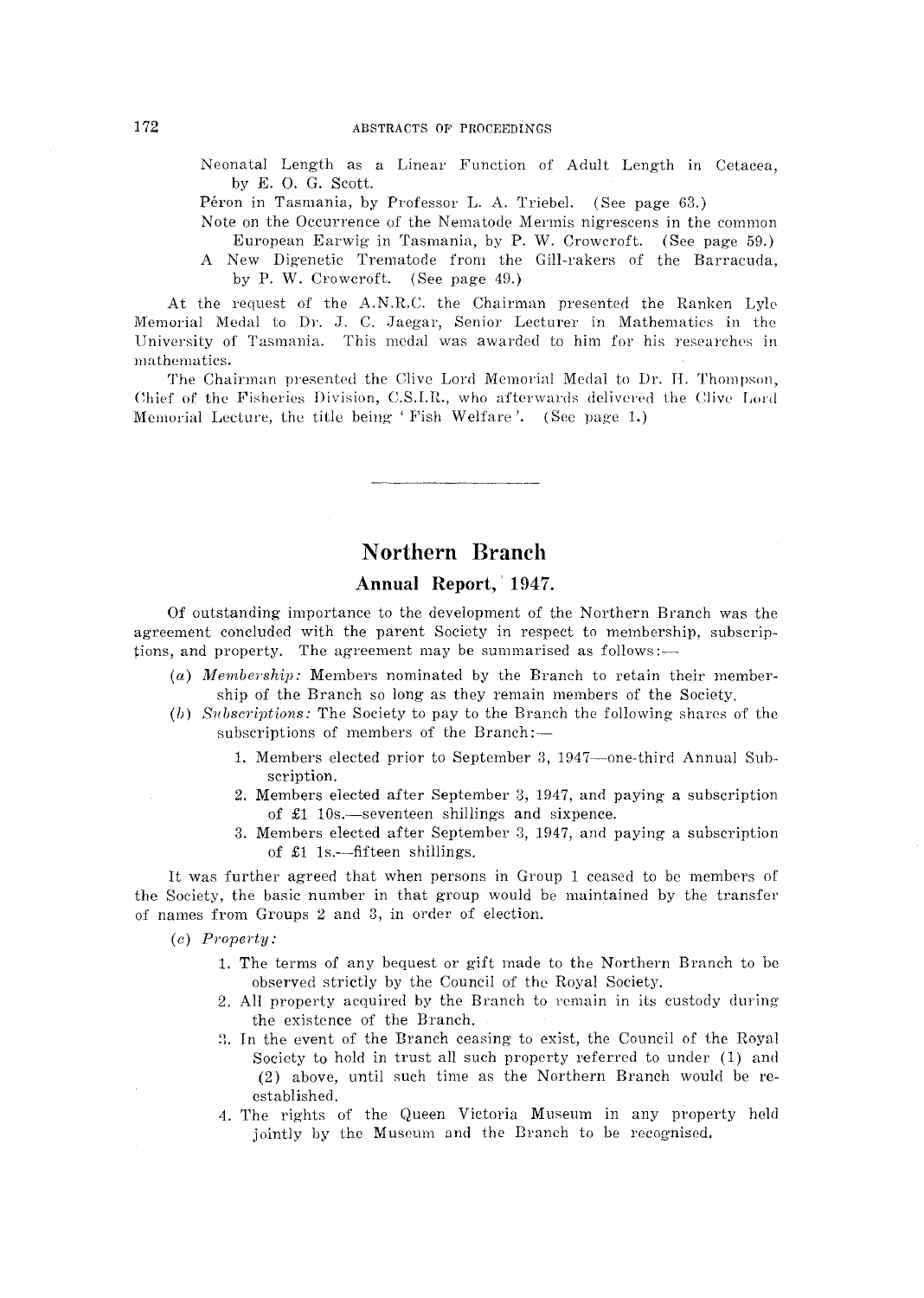Neonatal Length as a Linear Function of Adult Length in Cetacea, by E. O. G. Scott.

Péron in Tasmania, by Professor L. A. Triebel. (See page 63.)

Note on the Occurrence of the Nematode Mermis nigrescens in the common European Earwig in Tasmania, by P. W. Crowcroft. (See page 59.)

A New Digenetic Trematode from the Gill-rakers of the Barracuda, by P. W. Crowcroft. (See page 49.)

At the request of the A.N.R.C. the Chairman presented the Ranken Lyle Memorial Medal to Dr. J. C. Jaegar, Senior Lecturer in Mathematics in the University of Tasmania. This medal was awarded to him for his researches in mathematics.

The Chairman presented the Clive Lord Memorial Medal to Dr. H. Thompson, Chief of the Fisheries Division, C.S.I.R., who afterwards delivered the Clive Lord Memorial Lecture, the title being 'Fish Welfare'. (See page 1.)

---

# Northern Branch

## Annual Report, 1947.

Of outstanding importance to the development of the Northern Branch was the agreement concluded with the parent Society in respect to membership, subscriptions, and property. The agreement may be summarised as follows:—

(*a*) *Membership:* Members nominated by the Branch to retain their membership of the Branch so long as they remain members of the Society.

(*b*) *Subscriptions:* The Society to pay to the Branch the following shares of the subscriptions of members of the Branch:—

1. Members elected prior to September 3, 1947—one-third Annual Subscription.
2. Members elected after September 3, 1947, and paying a subscription of £1 10s.—seventeen shillings and sixpence.
3. Members elected after September 3, 1947, and paying a subscription of £1 1s.—fifteen shillings.

It was further agreed that when persons in Group 1 ceased to be members of the Society, the basic number in that group would be maintained by the transfer of names from Groups 2 and 3, in order of election.

(*c*) *Property:*

1. The terms of any bequest or gift made to the Northern Branch to be observed strictly by the Council of the Royal Society.
2. All property acquired by the Branch to remain in its custody during the existence of the Branch.
3. In the event of the Branch ceasing to exist, the Council of the Royal Society to hold in trust all such property referred to under (1) and (2) above, until such time as the Northern Branch would be re-established.
4. The rights of the Queen Victoria Museum in any property held jointly by the Museum and the Branch to be recognised.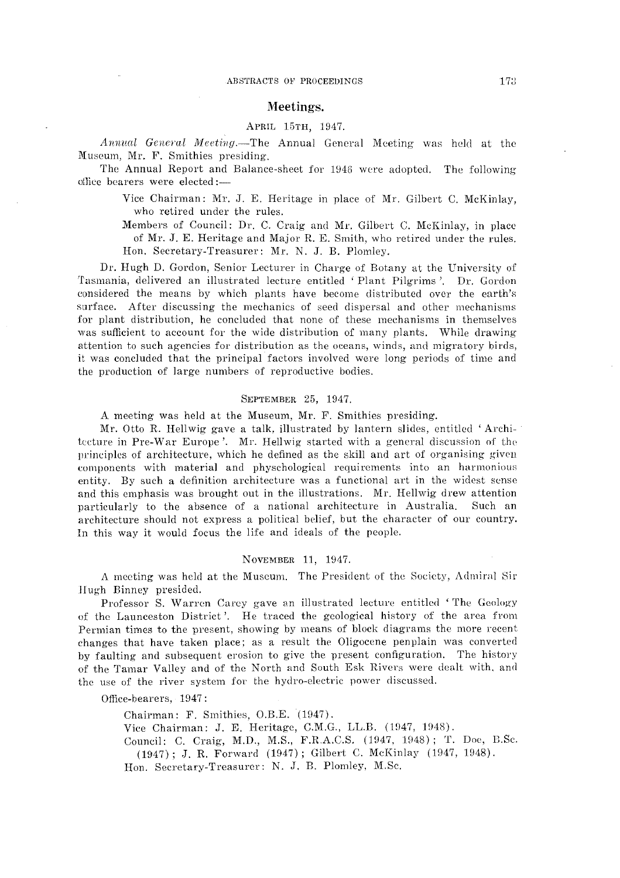## Meetings.

### April 15th, 1947.

*Annual General Meeting.*—The Annual General Meeting was held at the Museum, Mr. F. Smithies presiding.

The Annual Report and Balance-sheet for 1946 were adopted. The following office bearers were elected:—

> Vice Chairman: Mr. J. E. Heritage in place of Mr. Gilbert C. McKinlay, who retired under the rules.
>
> Members of Council: Dr. C. Craig and Mr. Gilbert C. McKinlay, in place of Mr. J. E. Heritage and Major R. E. Smith, who retired under the rules.
>
> Hon. Secretary-Treasurer: Mr. N. J. B. Plomley.

Dr. Hugh D. Gordon, Senior Lecturer in Charge of Botany at the University of Tasmania, delivered an illustrated lecture entitled 'Plant Pilgrims'. Dr. Gordon considered the means by which plants have become distributed over the earth's surface. After discussing the mechanics of seed dispersal and other mechanisms for plant distribution, he concluded that none of these mechanisms in themselves was sufficient to account for the wide distribution of many plants. While drawing attention to such agencies for distribution as the oceans, winds, and migratory birds, it was concluded that the principal factors involved were long periods of time and the production of large numbers of reproductive bodies.

### September 25, 1947.

A meeting was held at the Museum, Mr. F. Smithies presiding.

Mr. Otto R. Hellwig gave a talk, illustrated by lantern slides, entitled 'Architecture in Pre-War Europe'. Mr. Hellwig started with a general discussion of the principles of architecture, which he defined as the skill and art of organising given components with material and physchological requirements into an harmonious entity. By such a definition architecture was a functional art in the widest sense and this emphasis was brought out in the illustrations. Mr. Hellwig drew attention particularly to the absence of a national architecture in Australia. Such an architecture should not express a political belief, but the character of our country. In this way it would focus the life and ideals of the people.

### November 11, 1947.

A meeting was held at the Museum. The President of the Society, Admiral Sir Hugh Binney presided.

Professor S. Warren Carey gave an illustrated lecture entitled 'The Geology of the Launceston District'. He traced the geological history of the area from Permian times to the present, showing by means of block diagrams the more recent changes that have taken place; as a result the Oligocene penplain was converted by faulting and subsequent erosion to give the present configuration. The history of the Tamar Valley and of the North and South Esk Rivers were dealt with, and the use of the river system for the hydro-electric power discussed.

Office-bearers, 1947:

> Chairman: F. Smithies, O.B.E. (1947).
>
> Vice Chairman: J. E. Heritage, C.M.G., LL.B. (1947, 1948).
>
> Council: C. Craig, M.D., M.S., F.R.A.C.S. (1947, 1948); T. Doe, B.Sc. (1947); J. R. Forward (1947); Gilbert C. McKinlay (1947, 1948).
>
> Hon. Secretary-Treasurer: N. J. B. Plomley, M.Sc.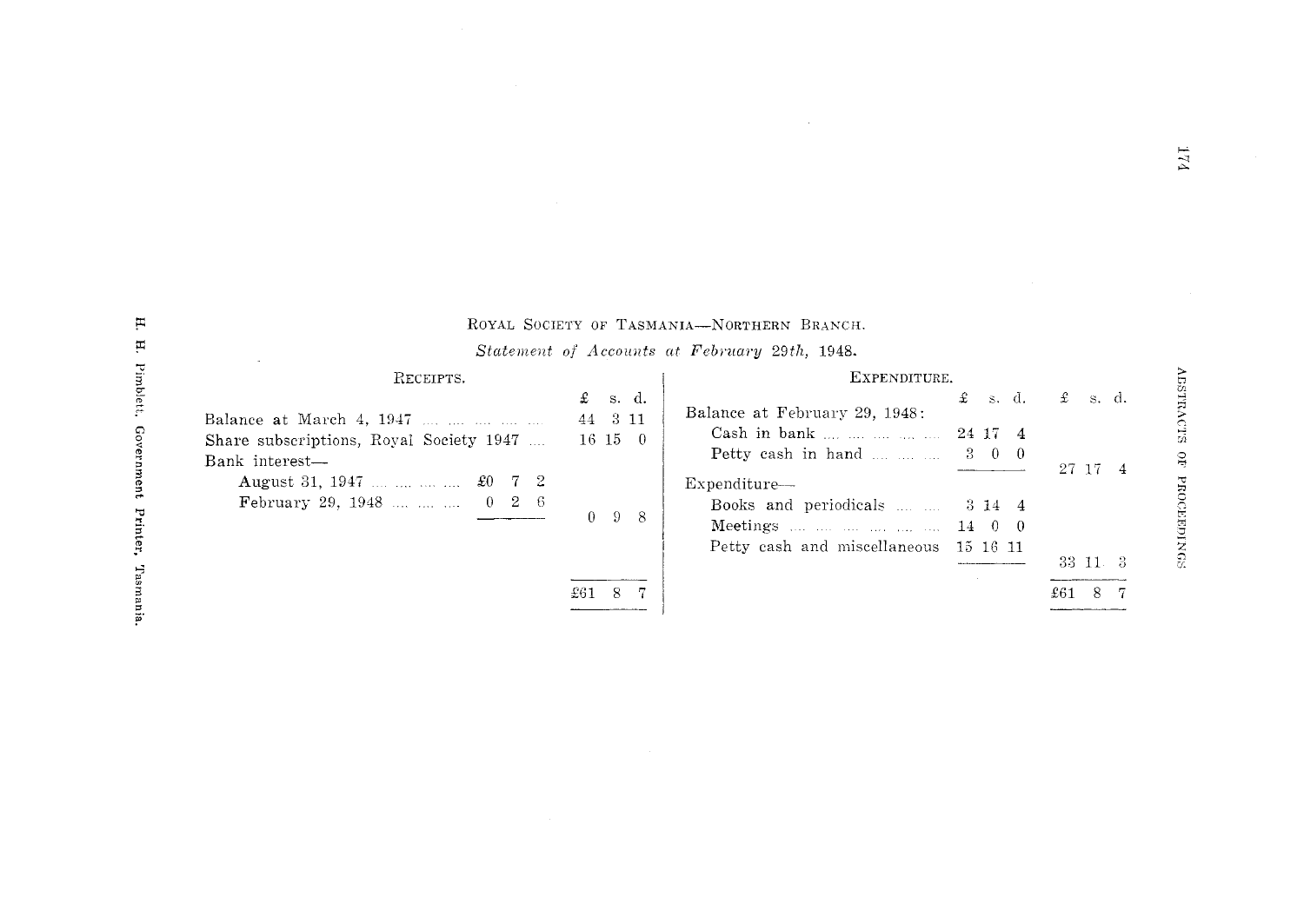## ROYAL SOCIETY OF TASMANIA—NORTHERN BRANCH.

*Statement of Accounts at February 29th, 1948.*

| RECEIPTS. | | £ s. d. | EXPENDITURE. | £ s. d. | £ s. d. |
|---|---|---|---|---|---|
| Balance at March 4, 1947 | | 44 3 11 | Balance at February 29, 1948: | | |
| Share subscriptions, Royal Society 1947 | | 16 15 0 | Cash in bank | 24 17 4 | |
| Bank interest— | | | Petty cash in hand | 3 0 0 | |
| August 31, 1947 | £0 7 2 | | | | 27 17 4 |
| February 29, 1948 | 0 2 6 | | Expenditure— | | |
| | | 0 9 8 | Books and periodicals | 3 14 4 | |
| | | | Meetings | 14 0 0 | |
| | | | Petty cash and miscellaneous | 15 16 11 | |
| | | | | | 33 11 3 |
| | | £61 8 7 | | | £61 8 7 |

H. H. Pimblett, Government Printer, Tasmania.